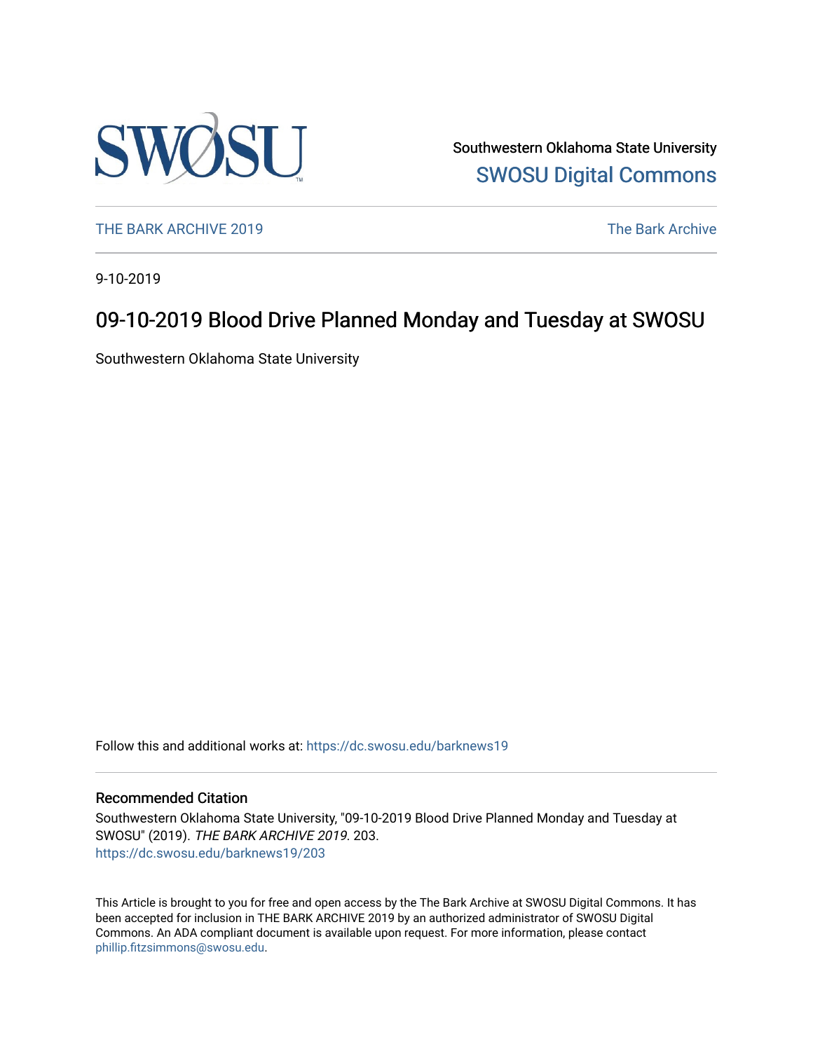Southwestern Oklahoma State University

SWOSU Digital Commons

THE BARK ARCHIVE 2019

The Bark Archive

9-10-2019

# 09-10-2019 Blood Drive Planned Monday and Tuesday at SWOSU

Southwestern Oklahoma State University

Follow this and additional works at: https://dc.swosu.edu/barknews19

## Recommended Citation

Southwestern Oklahoma State University, "09-10-2019 Blood Drive Planned Monday and Tuesday at SWOSU" (2019). *THE BARK ARCHIVE 2019*. 203.
https://dc.swosu.edu/barknews19/203

This Article is brought to you for free and open access by the The Bark Archive at SWOSU Digital Commons. It has been accepted for inclusion in THE BARK ARCHIVE 2019 by an authorized administrator of SWOSU Digital Commons. An ADA compliant document is available upon request. For more information, please contact phillip.fitzsimmons@swosu.edu.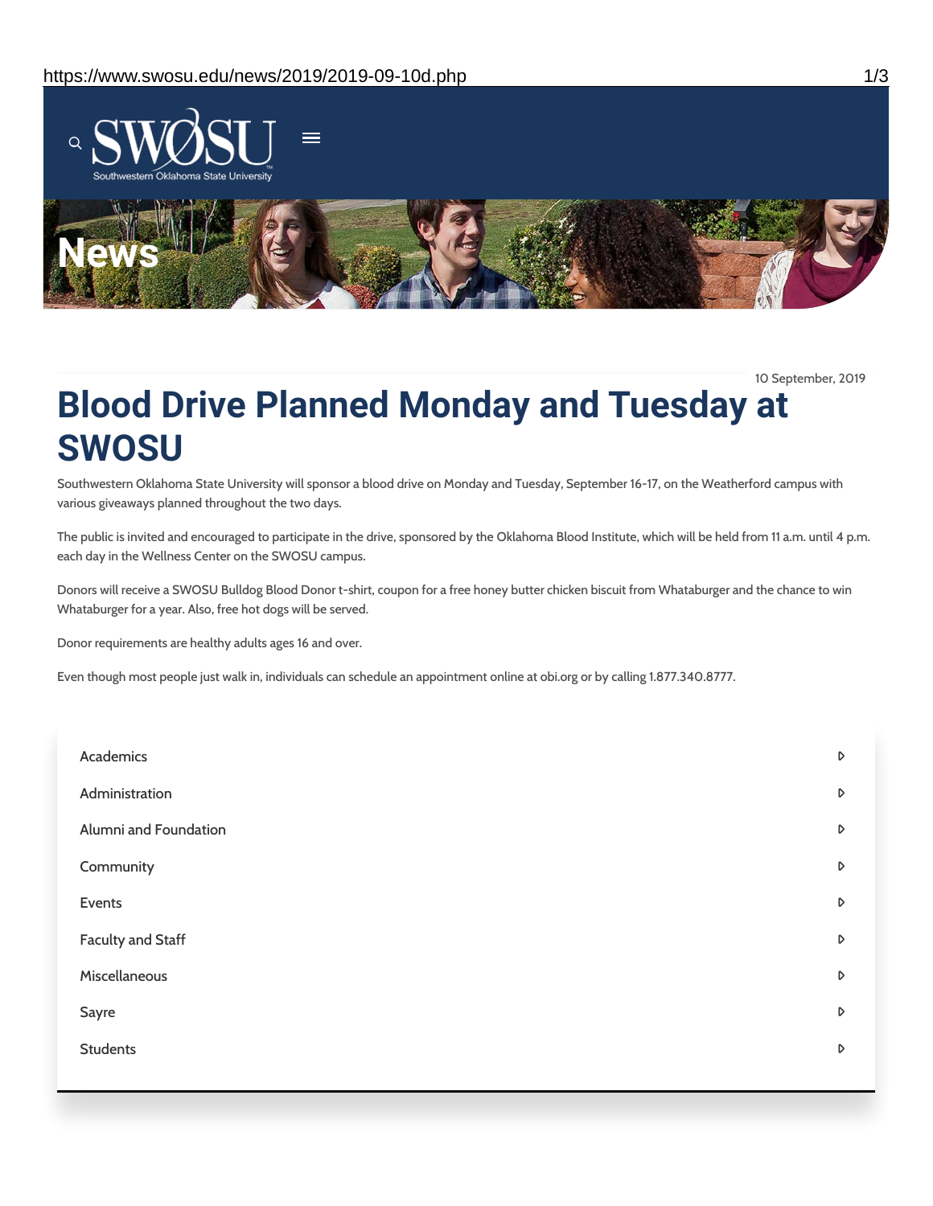# News

10 September, 2019

## Blood Drive Planned Monday and Tuesday at SWOSU

Southwestern Oklahoma State University will sponsor a blood drive on Monday and Tuesday, September 16-17, on the Weatherford campus with various giveaways planned throughout the two days.

The public is invited and encouraged to participate in the drive, sponsored by the Oklahoma Blood Institute, which will be held from 11 a.m. until 4 p.m. each day in the Wellness Center on the SWOSU campus.

Donors will receive a SWOSU Bulldog Blood Donor t-shirt, coupon for a free honey butter chicken biscuit from Whataburger and the chance to win Whataburger for a year. Also, free hot dogs will be served.

Donor requirements are healthy adults ages 16 and over.

Even though most people just walk in, individuals can schedule an appointment online at obi.org or by calling 1.877.340.8777.

- Academics
- Administration
- Alumni and Foundation
- Community
- Events
- Faculty and Staff
- Miscellaneous
- Sayre
- Students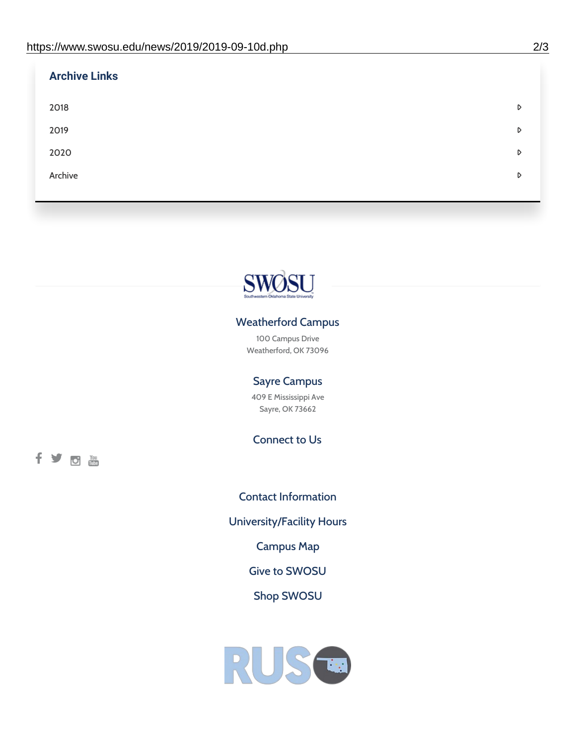## Archive Links

- 2018
- 2019
- 2020
- Archive

### Weatherford Campus

100 Campus Drive
Weatherford, OK 73096

### Sayre Campus

409 E Mississippi Ave
Sayre, OK 73662

### Connect to Us

Contact Information

University/Facility Hours

Campus Map

Give to SWOSU

Shop SWOSU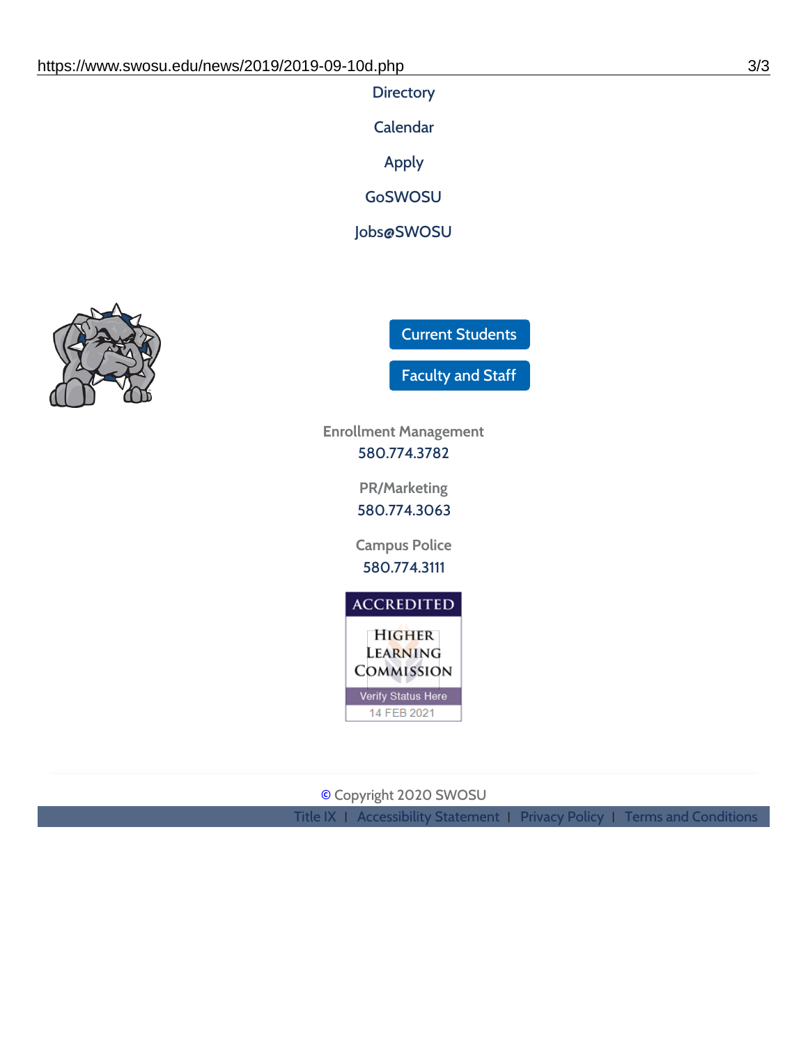Directory

Calendar

Apply

GoSWOSU

Jobs@SWOSU

Current Students

Faculty and Staff

Enrollment Management
580.774.3782

PR/Marketing
580.774.3063

Campus Police
580.774.3111

ACCREDITED
HIGHER LEARNING COMMISSION
Verify Status Here
14 FEB 2021

© Copyright 2020 SWOSU

Title IX | Accessibility Statement | Privacy Policy | Terms and Conditions